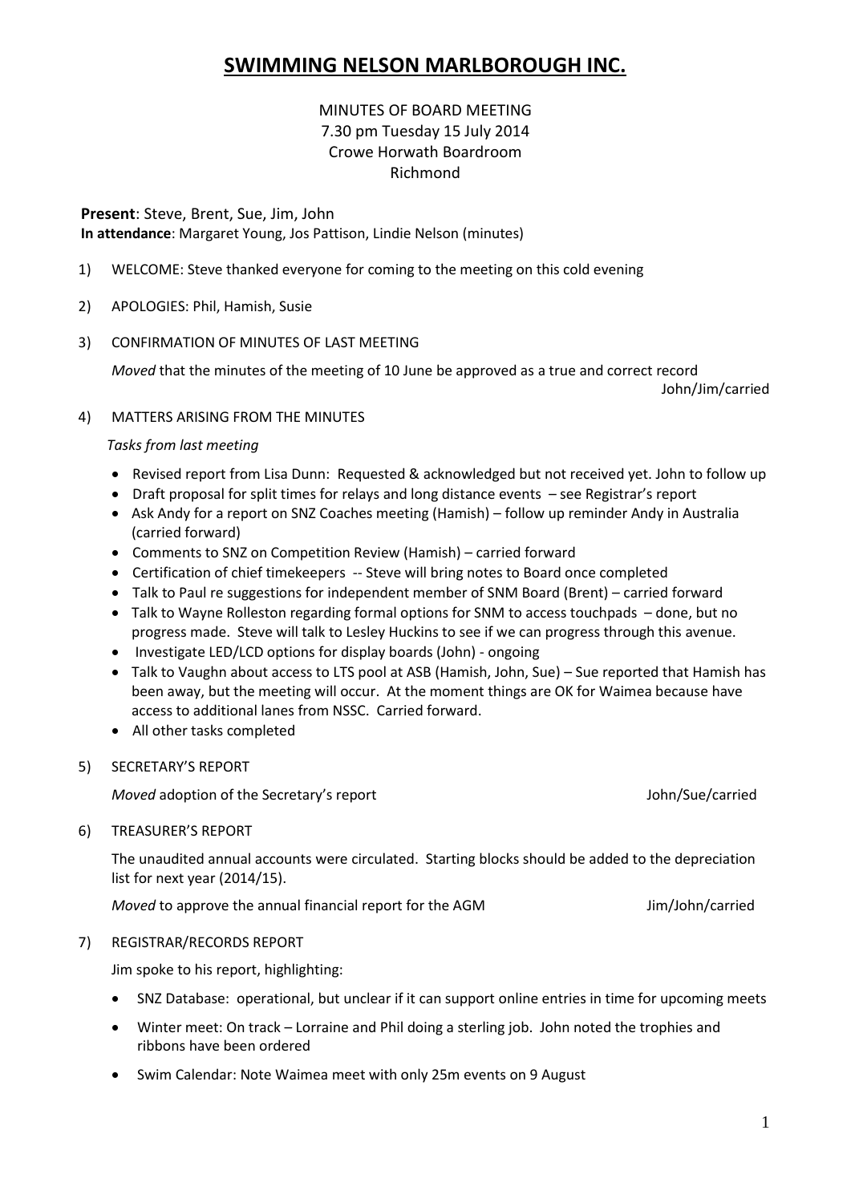# SWIMMING NELSON MARLBOROUGH INC.

MINUTES OF BOARD MEETING
7.30 pm Tuesday 15 July 2014
Crowe Horwath Boardroom
Richmond

**Present**: Steve, Brent, Sue, Jim, John
**In attendance**: Margaret Young, Jos Pattison, Lindie Nelson (minutes)

1) WELCOME: Steve thanked everyone for coming to the meeting on this cold evening

2) APOLOGIES: Phil, Hamish, Susie

3) CONFIRMATION OF MINUTES OF LAST MEETING

   *Moved* that the minutes of the meeting of 10 June be approved as a true and correct record
   John/Jim/carried

4) MATTERS ARISING FROM THE MINUTES

   *Tasks from last meeting*

   - Revised report from Lisa Dunn: Requested & acknowledged but not received yet. John to follow up
   - Draft proposal for split times for relays and long distance events – see Registrar's report
   - Ask Andy for a report on SNZ Coaches meeting (Hamish) – follow up reminder Andy in Australia (carried forward)
   - Comments to SNZ on Competition Review (Hamish) – carried forward
   - Certification of chief timekeepers -- Steve will bring notes to Board once completed
   - Talk to Paul re suggestions for independent member of SNM Board (Brent) – carried forward
   - Talk to Wayne Rolleston regarding formal options for SNM to access touchpads – done, but no progress made. Steve will talk to Lesley Huckins to see if we can progress through this avenue.
   - Investigate LED/LCD options for display boards (John) - ongoing
   - Talk to Vaughn about access to LTS pool at ASB (Hamish, John, Sue) – Sue reported that Hamish has been away, but the meeting will occur. At the moment things are OK for Waimea because have access to additional lanes from NSSC. Carried forward.
   - All other tasks completed

5) SECRETARY'S REPORT

   *Moved* adoption of the Secretary's report John/Sue/carried

6) TREASURER'S REPORT

   The unaudited annual accounts were circulated. Starting blocks should be added to the depreciation list for next year (2014/15).

   *Moved* to approve the annual financial report for the AGM Jim/John/carried

7) REGISTRAR/RECORDS REPORT

   Jim spoke to his report, highlighting:

   - SNZ Database: operational, but unclear if it can support online entries in time for upcoming meets
   - Winter meet: On track – Lorraine and Phil doing a sterling job. John noted the trophies and ribbons have been ordered
   - Swim Calendar: Note Waimea meet with only 25m events on 9 August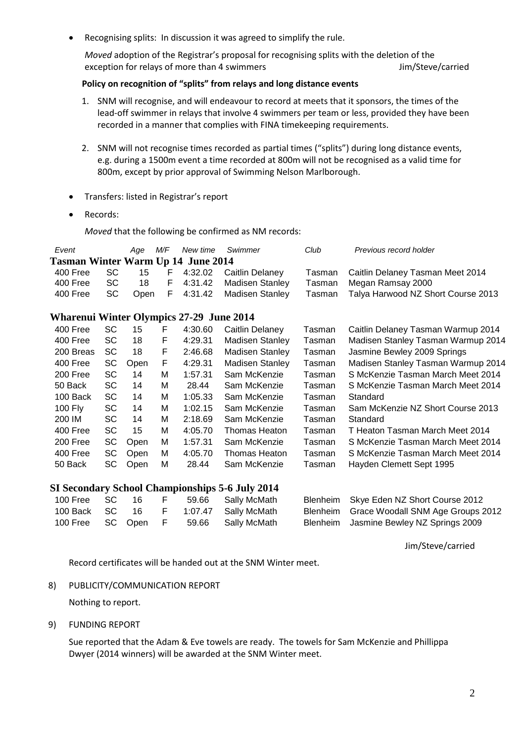- Recognising splits: In discussion it was agreed to simplify the rule.

  *Moved* adoption of the Registrar's proposal for recognising splits with the deletion of the exception for relays of more than 4 swimmers Jim/Steve/carried

  **Policy on recognition of "splits" from relays and long distance events**

  1. SNM will recognise, and will endeavour to record at meets that it sponsors, the times of the lead-off swimmer in relays that involve 4 swimmers per team or less, provided they have been recorded in a manner that complies with FINA timekeeping requirements.

  2. SNM will not recognise times recorded as partial times ("splits") during long distance events, e.g. during a 1500m event a time recorded at 800m will not be recognised as a valid time for 800m, except by prior approval of Swimming Nelson Marlborough.

- Transfers: listed in Registrar's report

- Records:

  *Moved* that the following be confirmed as NM records:

| *Event* | | *Age* | *M/F* | *New time* | *Swimmer* | *Club* | *Previous record holder* |
|---|---|---|---|---|---|---|---|
| **Tasman Winter Warm Up 14 June 2014** | | | | | | | |
| 400 Free | SC | 15 | F | 4:32.02 | Caitlin Delaney | Tasman | Caitlin Delaney Tasman Meet 2014 |
| 400 Free | SC | 18 | F | 4:31.42 | Madisen Stanley | Tasman | Megan Ramsay 2000 |
| 400 Free | SC | Open | F | 4:31.42 | Madisen Stanley | Tasman | Talya Harwood NZ Short Course 2013 |
| **Wharenui Winter Olympics 27-29 June 2014** | | | | | | | |
| 400 Free | SC | 15 | F | 4:30.60 | Caitlin Delaney | Tasman | Caitlin Delaney Tasman Warmup 2014 |
| 400 Free | SC | 18 | F | 4:29.31 | Madisen Stanley | Tasman | Madisen Stanley Tasman Warmup 2014 |
| 200 Breas | SC | 18 | F | 2:46.68 | Madisen Stanley | Tasman | Jasmine Bewley 2009 Springs |
| 400 Free | SC | Open | F | 4:29.31 | Madisen Stanley | Tasman | Madisen Stanley Tasman Warmup 2014 |
| 200 Free | SC | 14 | M | 1:57.31 | Sam McKenzie | Tasman | S McKenzie Tasman March Meet 2014 |
| 50 Back | SC | 14 | M | 28.44 | Sam McKenzie | Tasman | S McKenzie Tasman March Meet 2014 |
| 100 Back | SC | 14 | M | 1:05.33 | Sam McKenzie | Tasman | Standard |
| 100 Fly | SC | 14 | M | 1:02.15 | Sam McKenzie | Tasman | Sam McKenzie NZ Short Course 2013 |
| 200 IM | SC | 14 | M | 2:18.69 | Sam McKenzie | Tasman | Standard |
| 400 Free | SC | 15 | M | 4:05.70 | Thomas Heaton | Tasman | T Heaton Tasman March Meet 2014 |
| 200 Free | SC | Open | M | 1:57.31 | Sam McKenzie | Tasman | S McKenzie Tasman March Meet 2014 |
| 400 Free | SC | Open | M | 4:05.70 | Thomas Heaton | Tasman | S McKenzie Tasman March Meet 2014 |
| 50 Back | SC | Open | M | 28.44 | Sam McKenzie | Tasman | Hayden Clemett Sept 1995 |
| **SI Secondary School Championships 5-6 July 2014** | | | | | | | |
| 100 Free | SC | 16 | F | 59.66 | Sally McMath | Blenheim | Skye Eden NZ Short Course 2012 |
| 100 Back | SC | 16 | F | 1:07.47 | Sally McMath | Blenheim | Grace Woodall SNM Age Groups 2012 |
| 100 Free | SC | Open | F | 59.66 | Sally McMath | Blenheim | Jasmine Bewley NZ Springs 2009 |

Jim/Steve/carried

Record certificates will be handed out at the SNM Winter meet.

8) PUBLICITY/COMMUNICATION REPORT

   Nothing to report.

9) FUNDING REPORT

   Sue reported that the Adam & Eve towels are ready. The towels for Sam McKenzie and Phillippa Dwyer (2014 winners) will be awarded at the SNM Winter meet.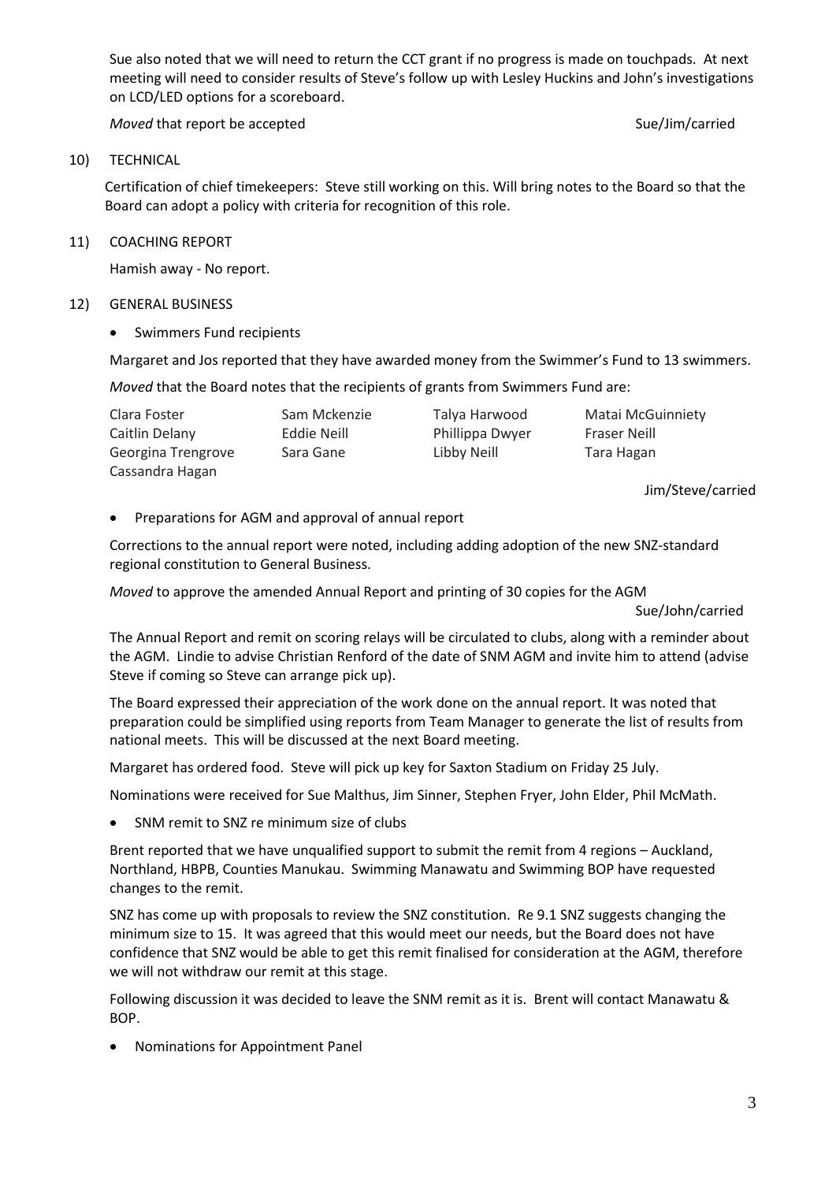Sue also noted that we will need to return the CCT grant if no progress is made on touchpads. At next meeting will need to consider results of Steve's follow up with Lesley Huckins and John's investigations on LCD/LED options for a scoreboard.

*Moved* that report be accepted Sue/Jim/carried

10) TECHNICAL

Certification of chief timekeepers: Steve still working on this. Will bring notes to the Board so that the Board can adopt a policy with criteria for recognition of this role.

11) COACHING REPORT

Hamish away - No report.

12) GENERAL BUSINESS

- Swimmers Fund recipients

Margaret and Jos reported that they have awarded money from the Swimmer's Fund to 13 swimmers.

*Moved* that the Board notes that the recipients of grants from Swimmers Fund are:

| | | | |
|---|---|---|---|
| Clara Foster | Sam Mckenzie | Talya Harwood | Matai McGuinniety |
| Caitlin Delany | Eddie Neill | Phillippa Dwyer | Fraser Neill |
| Georgina Trengrove | Sara Gane | Libby Neill | Tara Hagan |
| Cassandra Hagan | | | |

Jim/Steve/carried

- Preparations for AGM and approval of annual report

Corrections to the annual report were noted, including adding adoption of the new SNZ-standard regional constitution to General Business.

*Moved* to approve the amended Annual Report and printing of 30 copies for the AGM

Sue/John/carried

The Annual Report and remit on scoring relays will be circulated to clubs, along with a reminder about the AGM. Lindie to advise Christian Renford of the date of SNM AGM and invite him to attend (advise Steve if coming so Steve can arrange pick up).

The Board expressed their appreciation of the work done on the annual report. It was noted that preparation could be simplified using reports from Team Manager to generate the list of results from national meets. This will be discussed at the next Board meeting.

Margaret has ordered food. Steve will pick up key for Saxton Stadium on Friday 25 July.

Nominations were received for Sue Malthus, Jim Sinner, Stephen Fryer, John Elder, Phil McMath.

- SNM remit to SNZ re minimum size of clubs

Brent reported that we have unqualified support to submit the remit from 4 regions – Auckland, Northland, HBPB, Counties Manukau. Swimming Manawatu and Swimming BOP have requested changes to the remit.

SNZ has come up with proposals to review the SNZ constitution. Re 9.1 SNZ suggests changing the minimum size to 15. It was agreed that this would meet our needs, but the Board does not have confidence that SNZ would be able to get this remit finalised for consideration at the AGM, therefore we will not withdraw our remit at this stage.

Following discussion it was decided to leave the SNM remit as it is. Brent will contact Manawatu & BOP.

- Nominations for Appointment Panel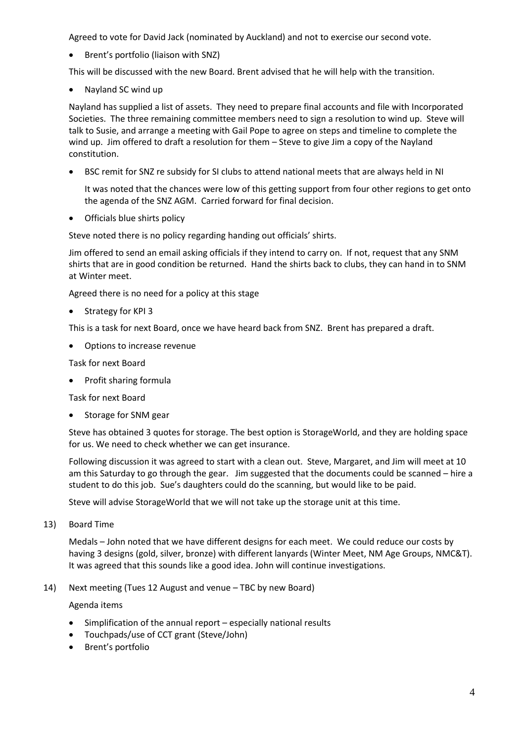Agreed to vote for David Jack (nominated by Auckland) and not to exercise our second vote.

- Brent's portfolio (liaison with SNZ)

This will be discussed with the new Board. Brent advised that he will help with the transition.

- Nayland SC wind up

Nayland has supplied a list of assets. They need to prepare final accounts and file with Incorporated Societies. The three remaining committee members need to sign a resolution to wind up. Steve will talk to Susie, and arrange a meeting with Gail Pope to agree on steps and timeline to complete the wind up. Jim offered to draft a resolution for them – Steve to give Jim a copy of the Nayland constitution.

- BSC remit for SNZ re subsidy for SI clubs to attend national meets that are always held in NI

  It was noted that the chances were low of this getting support from four other regions to get onto the agenda of the SNZ AGM. Carried forward for final decision.

- Officials blue shirts policy

Steve noted there is no policy regarding handing out officials' shirts.

Jim offered to send an email asking officials if they intend to carry on. If not, request that any SNM shirts that are in good condition be returned. Hand the shirts back to clubs, they can hand in to SNM at Winter meet.

Agreed there is no need for a policy at this stage

- Strategy for KPI 3

This is a task for next Board, once we have heard back from SNZ. Brent has prepared a draft.

- Options to increase revenue

Task for next Board

- Profit sharing formula

Task for next Board

- Storage for SNM gear

Steve has obtained 3 quotes for storage. The best option is StorageWorld, and they are holding space for us. We need to check whether we can get insurance.

Following discussion it was agreed to start with a clean out. Steve, Margaret, and Jim will meet at 10 am this Saturday to go through the gear. Jim suggested that the documents could be scanned – hire a student to do this job. Sue's daughters could do the scanning, but would like to be paid.

Steve will advise StorageWorld that we will not take up the storage unit at this time.

13) Board Time

Medals – John noted that we have different designs for each meet. We could reduce our costs by having 3 designs (gold, silver, bronze) with different lanyards (Winter Meet, NM Age Groups, NMC&T). It was agreed that this sounds like a good idea. John will continue investigations.

14) Next meeting (Tues 12 August and venue – TBC by new Board)

Agenda items

- Simplification of the annual report – especially national results
- Touchpads/use of CCT grant (Steve/John)
- Brent's portfolio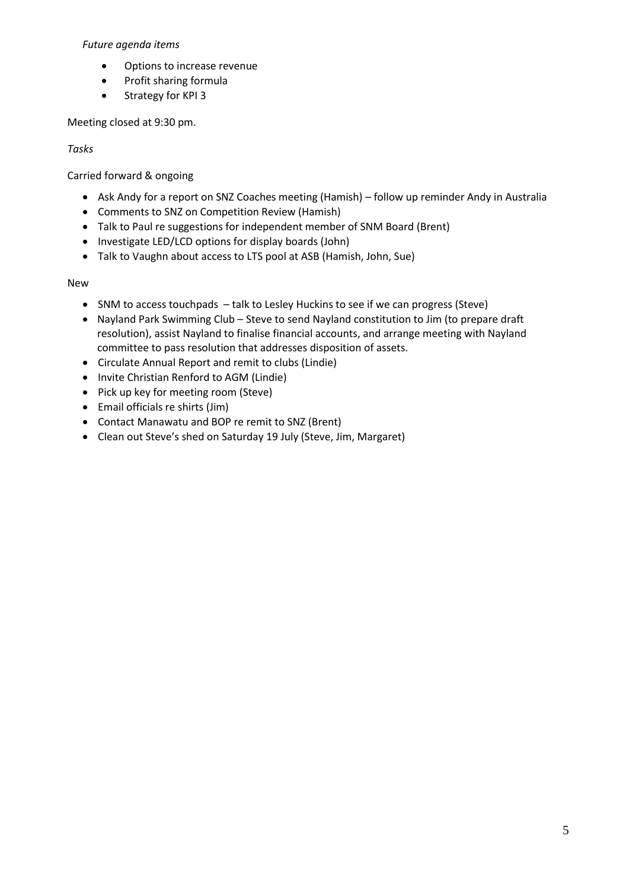*Future agenda items*

- Options to increase revenue
- Profit sharing formula
- Strategy for KPI 3

Meeting closed at 9:30 pm.

*Tasks*

Carried forward & ongoing

- Ask Andy for a report on SNZ Coaches meeting (Hamish) – follow up reminder Andy in Australia
- Comments to SNZ on Competition Review (Hamish)
- Talk to Paul re suggestions for independent member of SNM Board (Brent)
- Investigate LED/LCD options for display boards (John)
- Talk to Vaughn about access to LTS pool at ASB (Hamish, John, Sue)

New

- SNM to access touchpads – talk to Lesley Huckins to see if we can progress (Steve)
- Nayland Park Swimming Club – Steve to send Nayland constitution to Jim (to prepare draft resolution), assist Nayland to finalise financial accounts, and arrange meeting with Nayland committee to pass resolution that addresses disposition of assets.
- Circulate Annual Report and remit to clubs (Lindie)
- Invite Christian Renford to AGM (Lindie)
- Pick up key for meeting room (Steve)
- Email officials re shirts (Jim)
- Contact Manawatu and BOP re remit to SNZ (Brent)
- Clean out Steve's shed on Saturday 19 July (Steve, Jim, Margaret)